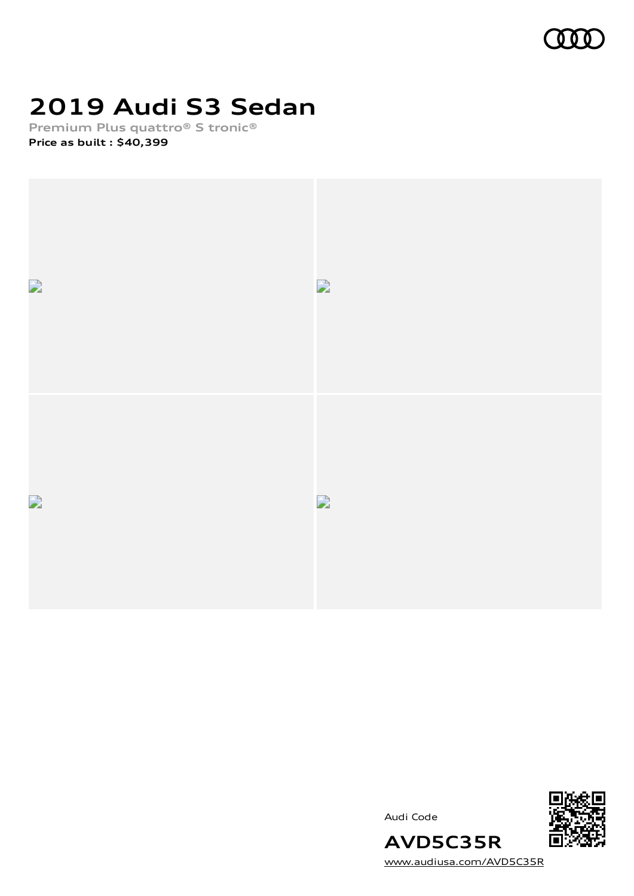# 2019 Audi S3 Sedan

**Premium Plus quattro® S tronic®**

**Price as built : $40,399**

Audi Code

**AVD5C35R**

www.audiusa.com/AVD5C35R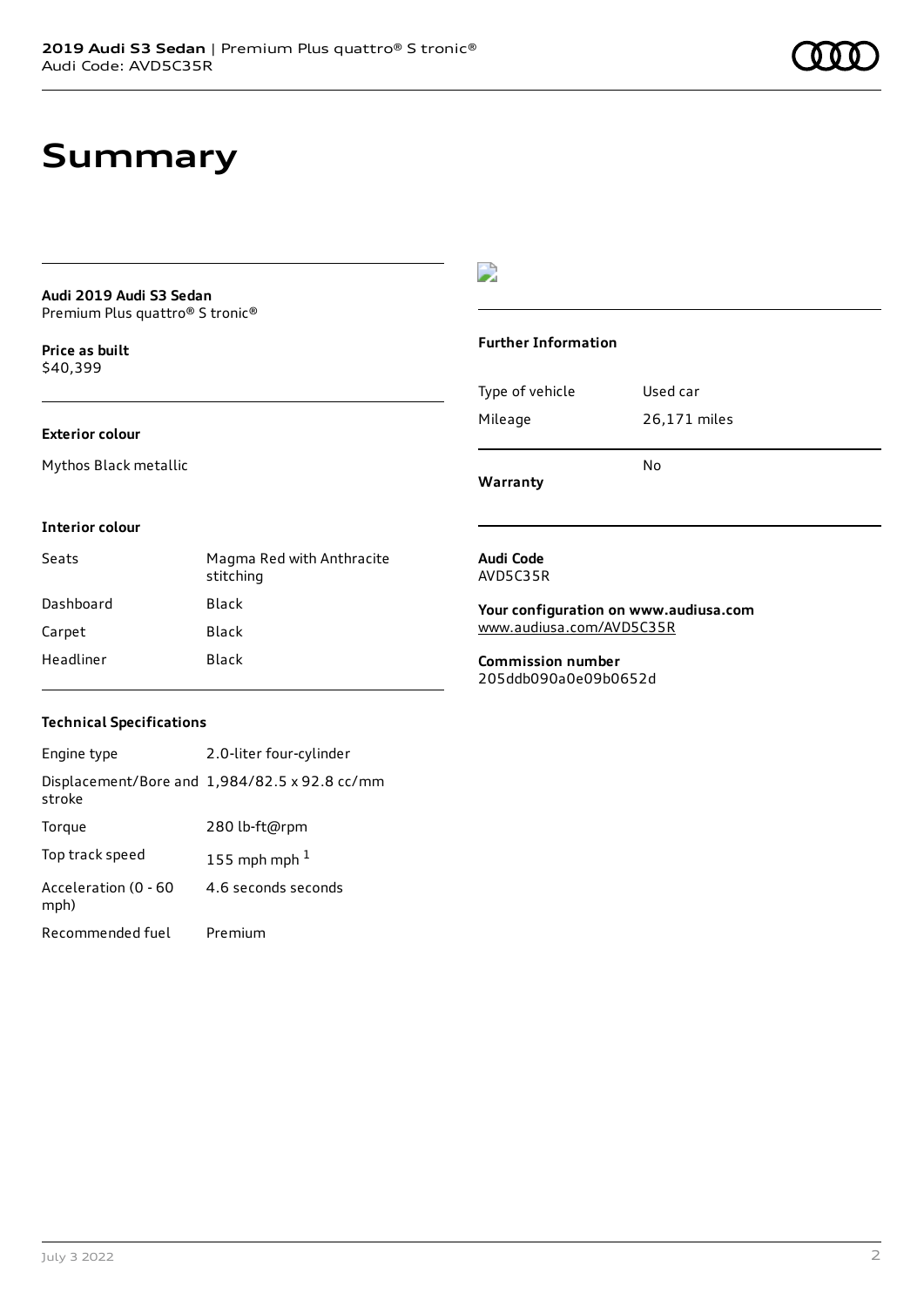# Summary

**Audi 2019 Audi S3 Sedan**
Premium Plus quattro® S tronic®

**Price as built**
$40,399

**Exterior colour**

Mythos Black metallic

**Interior colour**

| | |
|---|---|
| Seats | Magma Red with Anthracite stitching |
| Dashboard | Black |
| Carpet | Black |
| Headliner | Black |

**Technical Specifications**

| | |
|---|---|
| Engine type | 2.0-liter four-cylinder |
| Displacement/Bore and stroke | 1,984/82.5 x 92.8 cc/mm |
| Torque | 280 lb-ft@rpm |
| Top track speed | 155 mph mph [1] |
| Acceleration (0 - 60 mph) | 4.6 seconds seconds |
| Recommended fuel | Premium |

**Further Information**

| | |
|---|---|
| Type of vehicle | Used car |
| Mileage | 26,171 miles |
| **Warranty** | No |

**Audi Code**
AVD5C35R

**Your configuration on www.audiusa.com**
www.audiusa.com/AVD5C35R

**Commission number**
205ddb090a0e09b0652d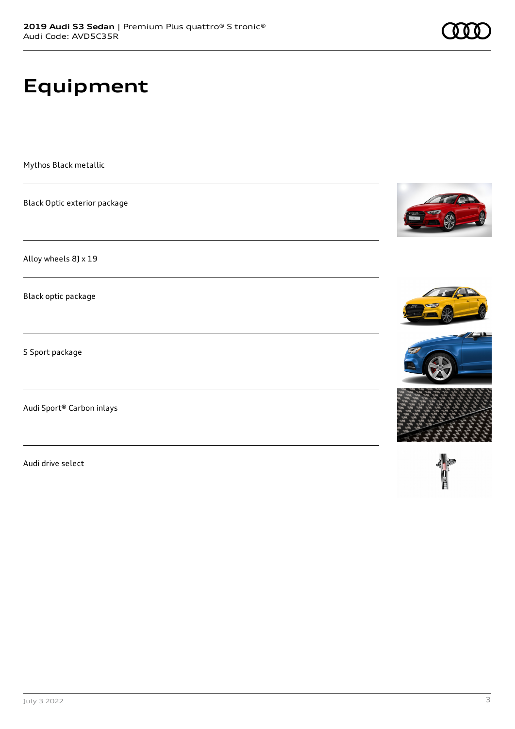# Equipment

Mythos Black metallic

Black Optic exterior package

Alloy wheels 8J x 19

Black optic package

S Sport package

Audi Sport® Carbon inlays

Audi drive select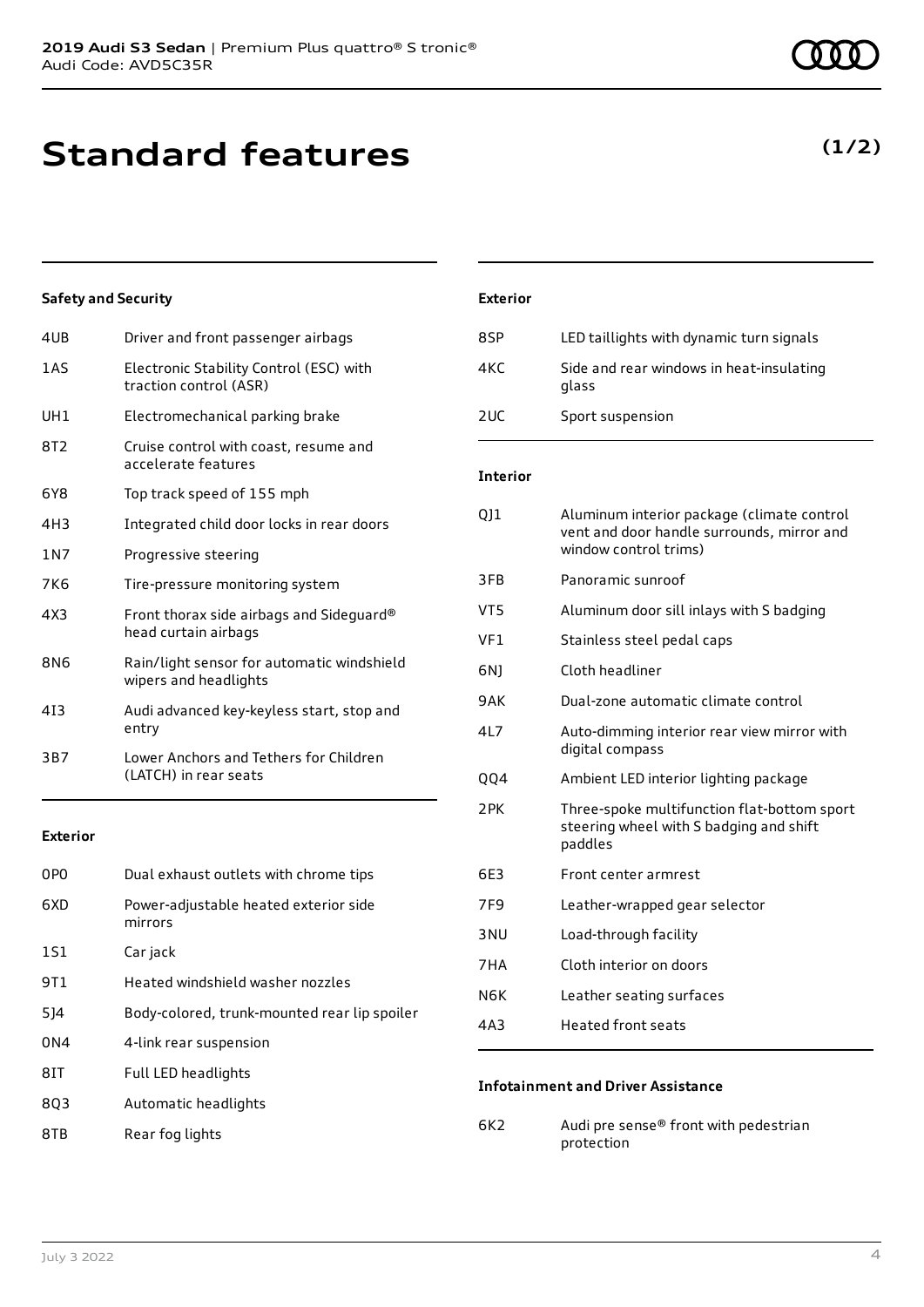# Standard features

**(1/2)**

### Safety and Security

| | |
|---|---|
| 4UB | Driver and front passenger airbags |
| 1AS | Electronic Stability Control (ESC) with traction control (ASR) |
| UH1 | Electromechanical parking brake |
| 8T2 | Cruise control with coast, resume and accelerate features |
| 6Y8 | Top track speed of 155 mph |
| 4H3 | Integrated child door locks in rear doors |
| 1N7 | Progressive steering |
| 7K6 | Tire-pressure monitoring system |
| 4X3 | Front thorax side airbags and Sideguard® head curtain airbags |
| 8N6 | Rain/light sensor for automatic windshield wipers and headlights |
| 4I3 | Audi advanced key-keyless start, stop and entry |
| 3B7 | Lower Anchors and Tethers for Children (LATCH) in rear seats |

### Exterior

| | |
|---|---|
| 0P0 | Dual exhaust outlets with chrome tips |
| 6XD | Power-adjustable heated exterior side mirrors |
| 1S1 | Car jack |
| 9T1 | Heated windshield washer nozzles |
| 5J4 | Body-colored, trunk-mounted rear lip spoiler |
| 0N4 | 4-link rear suspension |
| 8IT | Full LED headlights |
| 8Q3 | Automatic headlights |
| 8TB | Rear fog lights |
| 8SP | LED taillights with dynamic turn signals |
| 4KC | Side and rear windows in heat-insulating glass |
| 2UC | Sport suspension |

### Interior

| | |
|---|---|
| QJ1 | Aluminum interior package (climate control vent and door handle surrounds, mirror and window control trims) |
| 3FB | Panoramic sunroof |
| VT5 | Aluminum door sill inlays with S badging |
| VF1 | Stainless steel pedal caps |
| 6NJ | Cloth headliner |
| 9AK | Dual-zone automatic climate control |
| 4L7 | Auto-dimming interior rear view mirror with digital compass |
| QQ4 | Ambient LED interior lighting package |
| 2PK | Three-spoke multifunction flat-bottom sport steering wheel with S badging and shift paddles |
| 6E3 | Front center armrest |
| 7F9 | Leather-wrapped gear selector |
| 3NU | Load-through facility |
| 7HA | Cloth interior on doors |
| N6K | Leather seating surfaces |
| 4A3 | Heated front seats |

### Infotainment and Driver Assistance

| | |
|---|---|
| 6K2 | Audi pre sense® front with pedestrian protection |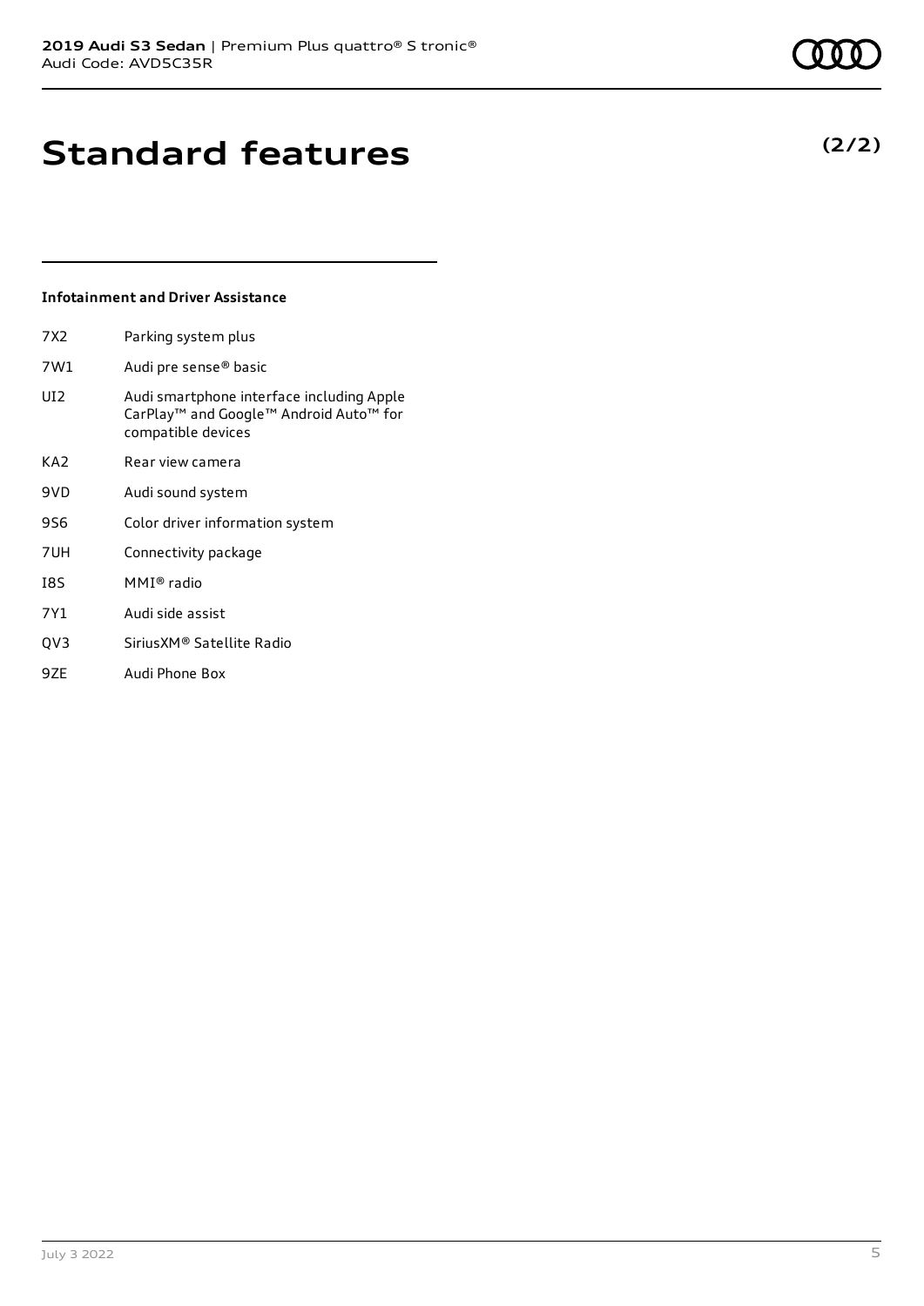# Standard features

**(2/2)**

### Infotainment and Driver Assistance

| | |
|---|---|
| 7X2 | Parking system plus |
| 7W1 | Audi pre sense® basic |
| UI2 | Audi smartphone interface including Apple CarPlay™ and Google™ Android Auto™ for compatible devices |
| KA2 | Rear view camera |
| 9VD | Audi sound system |
| 9S6 | Color driver information system |
| 7UH | Connectivity package |
| I8S | MMI® radio |
| 7Y1 | Audi side assist |
| QV3 | SiriusXM® Satellite Radio |
| 9ZE | Audi Phone Box |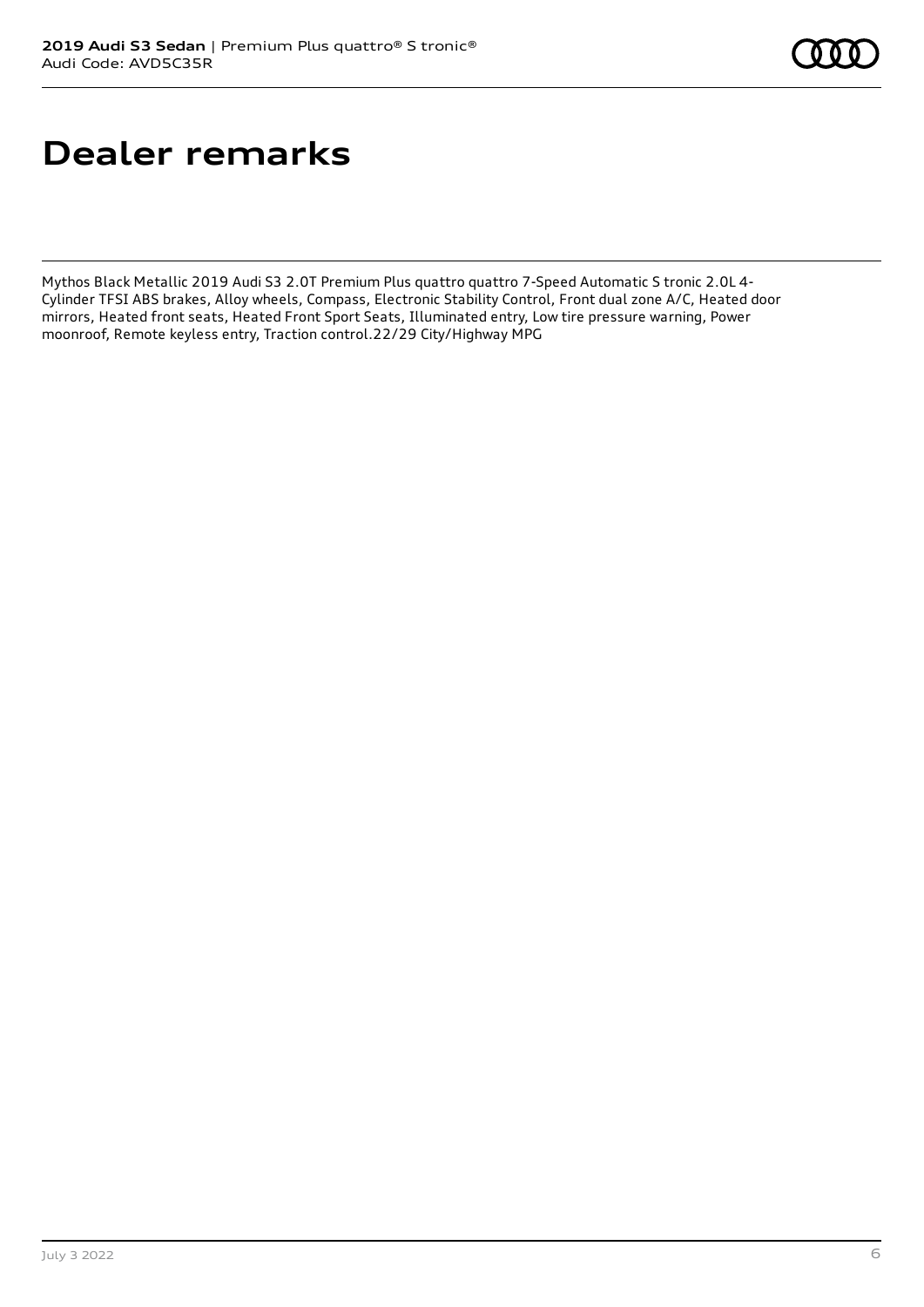# Dealer remarks

Mythos Black Metallic 2019 Audi S3 2.0T Premium Plus quattro quattro 7-Speed Automatic S tronic 2.0L 4-Cylinder TFSI ABS brakes, Alloy wheels, Compass, Electronic Stability Control, Front dual zone A/C, Heated door mirrors, Heated front seats, Heated Front Sport Seats, Illuminated entry, Low tire pressure warning, Power moonroof, Remote keyless entry, Traction control.22/29 City/Highway MPG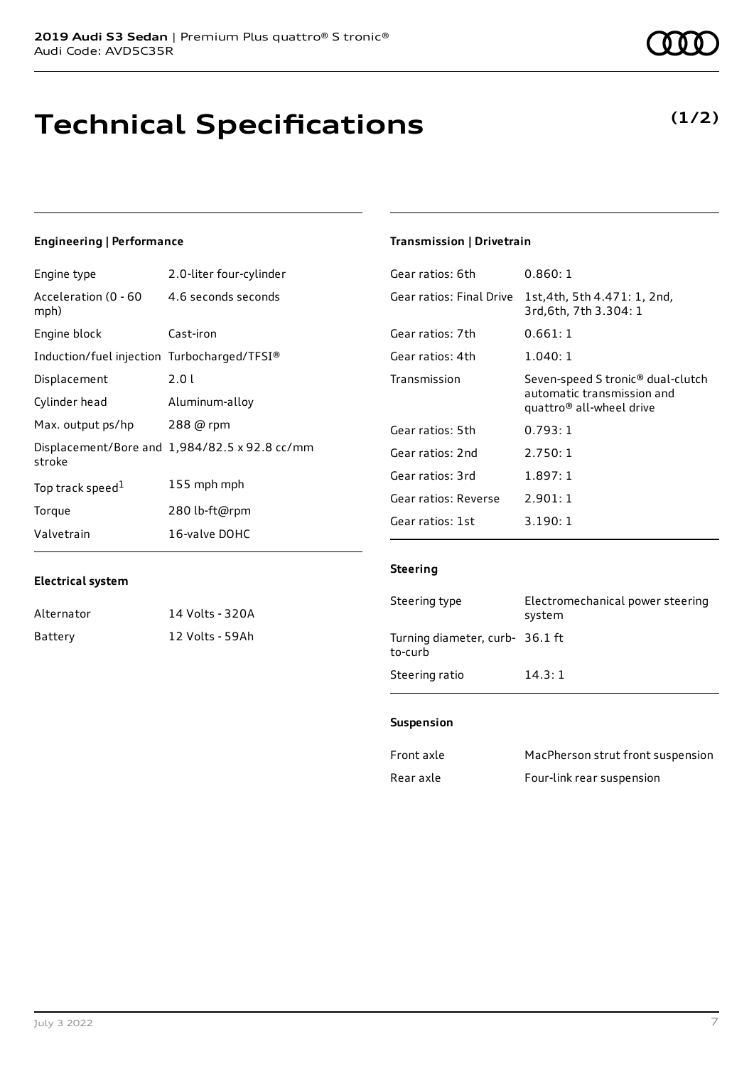**2019 Audi S3 Sedan** | Premium Plus quattro® S tronic®
Audi Code: AVD5C35R

# Technical Specifications

**(1/2)**

### Engineering | Performance

| | |
|---|---|
| Engine type | 2.0-liter four-cylinder |
| Acceleration (0 - 60 mph) | 4.6 seconds seconds |
| Engine block | Cast-iron |
| Induction/fuel injection | Turbocharged/TFSI® |
| Displacement | 2.0 l |
| Cylinder head | Aluminum-alloy |
| Max. output ps/hp | 288 @ rpm |
| Displacement/Bore and stroke | 1,984/82.5 x 92.8 cc/mm |
| Top track speed[1] | 155 mph mph |
| Torque | 280 lb-ft@rpm |
| Valvetrain | 16-valve DOHC |

### Electrical system

| | |
|---|---|
| Alternator | 14 Volts - 320A |
| Battery | 12 Volts - 59Ah |

### Transmission | Drivetrain

| | |
|---|---|
| Gear ratios: 6th | 0.860: 1 |
| Gear ratios: Final Drive | 1st,4th, 5th 4.471: 1, 2nd, 3rd,6th, 7th 3.304: 1 |
| Gear ratios: 7th | 0.661: 1 |
| Gear ratios: 4th | 1.040: 1 |
| Transmission | Seven-speed S tronic® dual-clutch automatic transmission and quattro® all-wheel drive |
| Gear ratios: 5th | 0.793: 1 |
| Gear ratios: 2nd | 2.750: 1 |
| Gear ratios: 3rd | 1.897: 1 |
| Gear ratios: Reverse | 2.901: 1 |
| Gear ratios: 1st | 3.190: 1 |

### Steering

| | |
|---|---|
| Steering type | Electromechanical power steering system |
| Turning diameter, curb-to-curb | 36.1 ft |
| Steering ratio | 14.3: 1 |

### Suspension

| | |
|---|---|
| Front axle | MacPherson strut front suspension |
| Rear axle | Four-link rear suspension |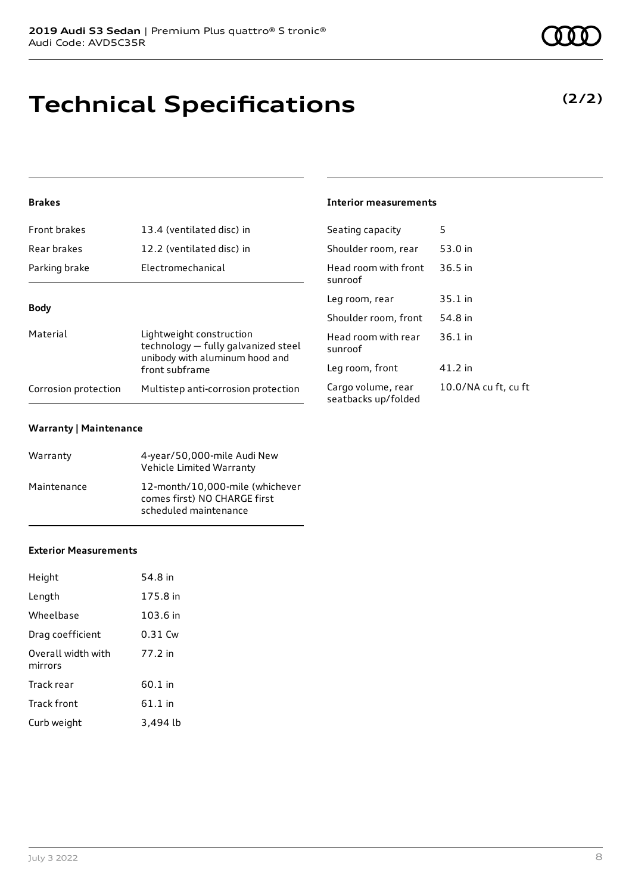# Technical Specifications

**(2/2)**

### Brakes

| | |
|---|---|
| Front brakes | 13.4 (ventilated disc) in |
| Rear brakes | 12.2 (ventilated disc) in |
| Parking brake | Electromechanical |

### Body

| | |
|---|---|
| Material | Lightweight construction technology — fully galvanized steel unibody with aluminum hood and front subframe |
| Corrosion protection | Multistep anti-corrosion protection |

### Warranty | Maintenance

| | |
|---|---|
| Warranty | 4-year/50,000-mile Audi New Vehicle Limited Warranty |
| Maintenance | 12-month/10,000-mile (whichever comes first) NO CHARGE first scheduled maintenance |

### Exterior Measurements

| | |
|---|---|
| Height | 54.8 in |
| Length | 175.8 in |
| Wheelbase | 103.6 in |
| Drag coefficient | 0.31 Cw |
| Overall width with mirrors | 77.2 in |
| Track rear | 60.1 in |
| Track front | 61.1 in |
| Curb weight | 3,494 lb |

### Interior measurements

| | |
|---|---|
| Seating capacity | 5 |
| Shoulder room, rear | 53.0 in |
| Head room with front sunroof | 36.5 in |
| Leg room, rear | 35.1 in |
| Shoulder room, front | 54.8 in |
| Head room with rear sunroof | 36.1 in |
| Leg room, front | 41.2 in |
| Cargo volume, rear seatbacks up/folded | 10.0/NA cu ft, cu ft |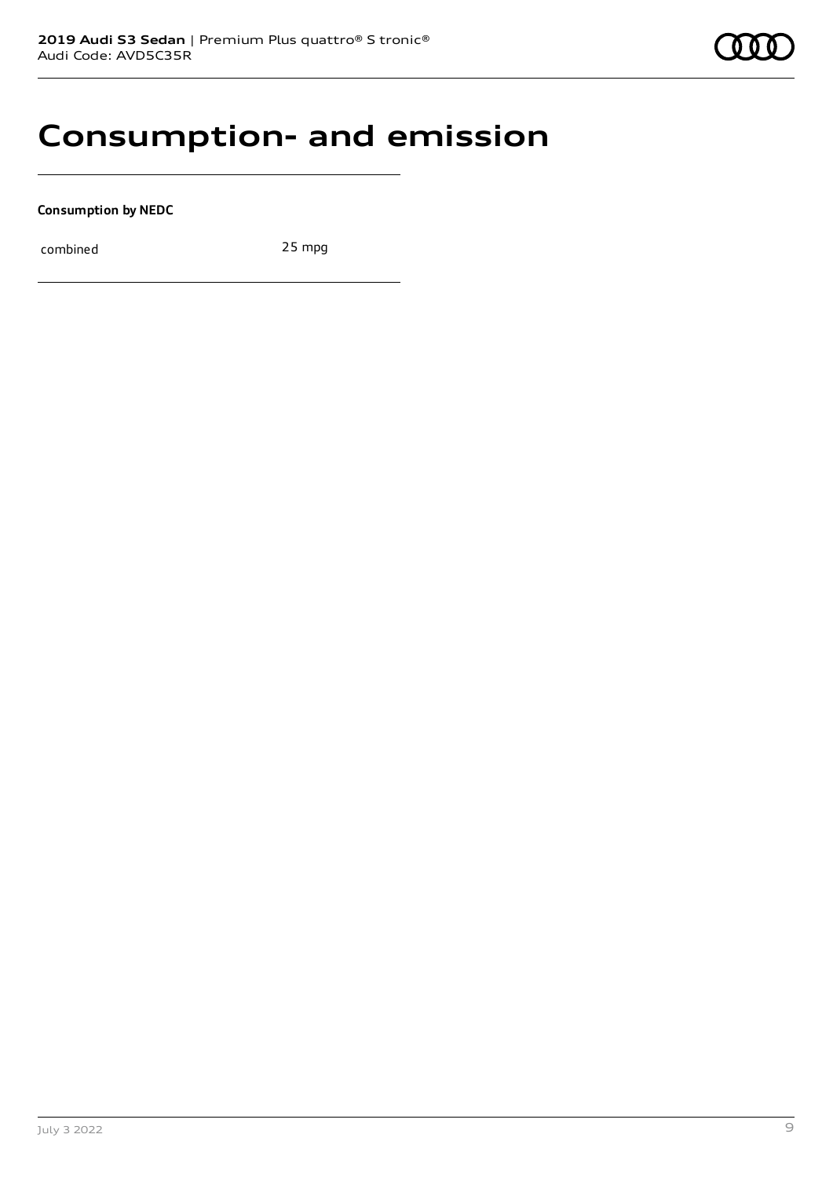# Consumption- and emission

**Consumption by NEDC**

| | |
|---|---|
| combined | 25 mpg |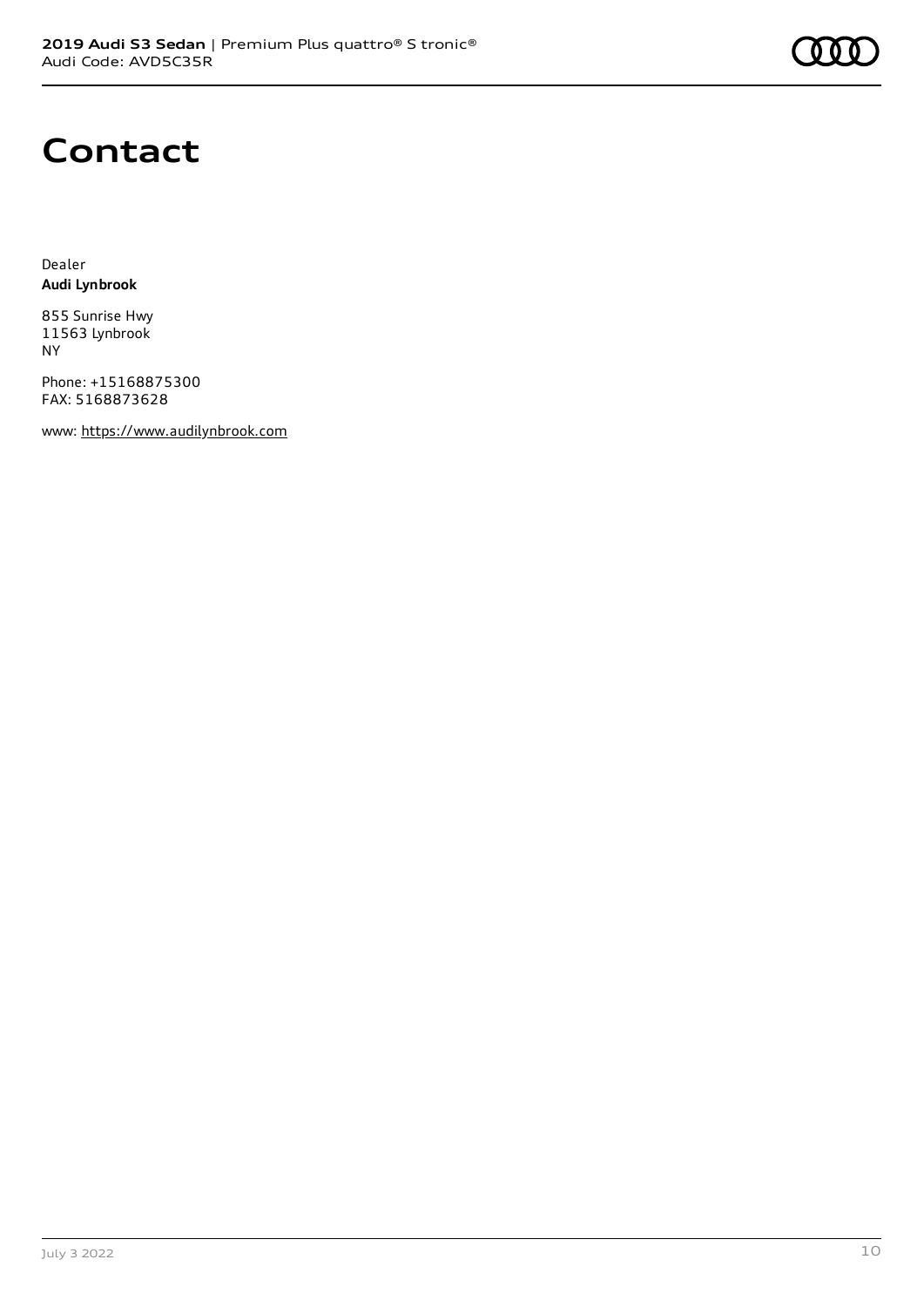# Contact

Dealer
**Audi Lynbrook**

855 Sunrise Hwy
11563 Lynbrook
NY

Phone: +15168875300
FAX: 5168873628

www: https://www.audilynbrook.com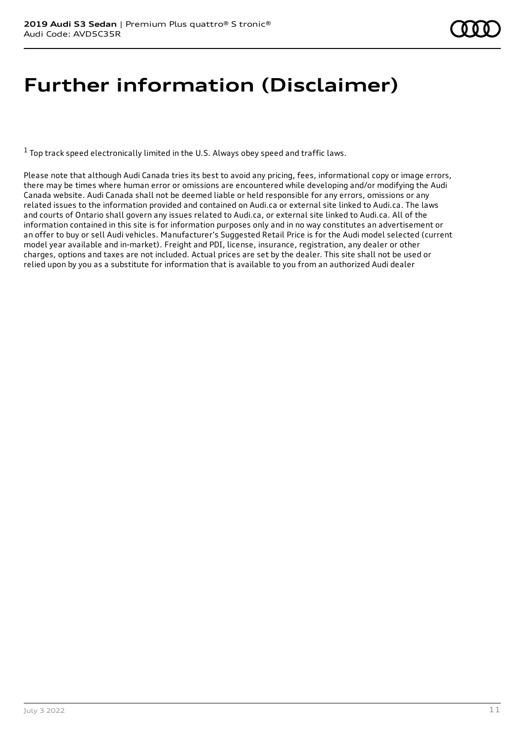# Further information (Disclaimer)

[1] Top track speed electronically limited in the U.S. Always obey speed and traffic laws.

Please note that although Audi Canada tries its best to avoid any pricing, fees, informational copy or image errors, there may be times where human error or omissions are encountered while developing and/or modifying the Audi Canada website. Audi Canada shall not be deemed liable or held responsible for any errors, omissions or any related issues to the information provided and contained on Audi.ca or external site linked to Audi.ca. The laws and courts of Ontario shall govern any issues related to Audi.ca, or external site linked to Audi.ca. All of the information contained in this site is for information purposes only and in no way constitutes an advertisement or an offer to buy or sell Audi vehicles. Manufacturer's Suggested Retail Price is for the Audi model selected (current model year available and in-market). Freight and PDI, license, insurance, registration, any dealer or other charges, options and taxes are not included. Actual prices are set by the dealer. This site shall not be used or relied upon by you as a substitute for information that is available to you from an authorized Audi dealer